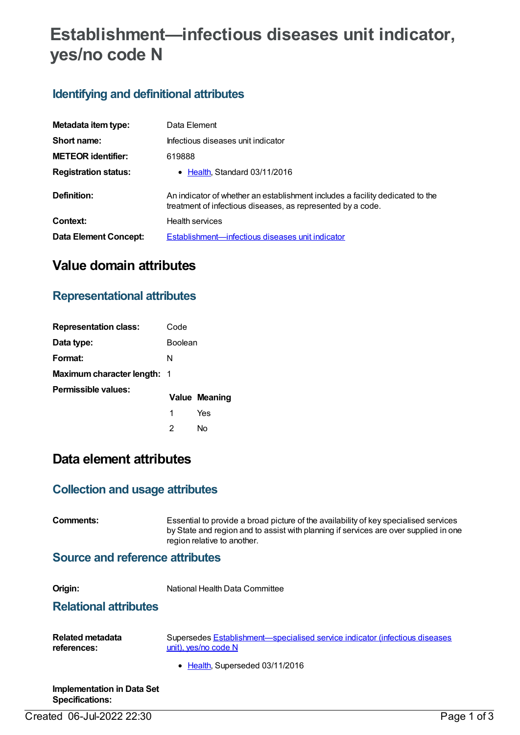# Establishment—infectious diseases unit indicator, yes/no code N

## Identifying and definitional attributes

| | |
|---|---|
| **Metadata item type:** | Data Element |
| **Short name:** | Infectious diseases unit indicator |
| **METEOR identifier:** | 619888 |
| **Registration status:** | • Health, Standard 03/11/2016 |
| **Definition:** | An indicator of whether an establishment includes a facility dedicated to the treatment of infectious diseases, as represented by a code. |
| **Context:** | Health services |
| **Data Element Concept:** | Establishment—infectious diseases unit indicator |

# Value domain attributes

## Representational attributes

| | |
|---|---|
| **Representation class:** | Code |
| **Data type:** | Boolean |
| **Format:** | N |
| **Maximum character length:** | 1 |

**Permissible values:**

| Value | Meaning |
|---|---|
| 1 | Yes |
| 2 | No |

# Data element attributes

## Collection and usage attributes

**Comments:** Essential to provide a broad picture of the availability of key specialised services by State and region and to assist with planning if services are over supplied in one region relative to another.

## Source and reference attributes

**Origin:** National Health Data Committee

## Relational attributes

**Related metadata references:** Supersedes Establishment—specialised service indicator (infectious diseases unit), yes/no code N

- Health, Superseded 03/11/2016

**Implementation in Data Set Specifications:**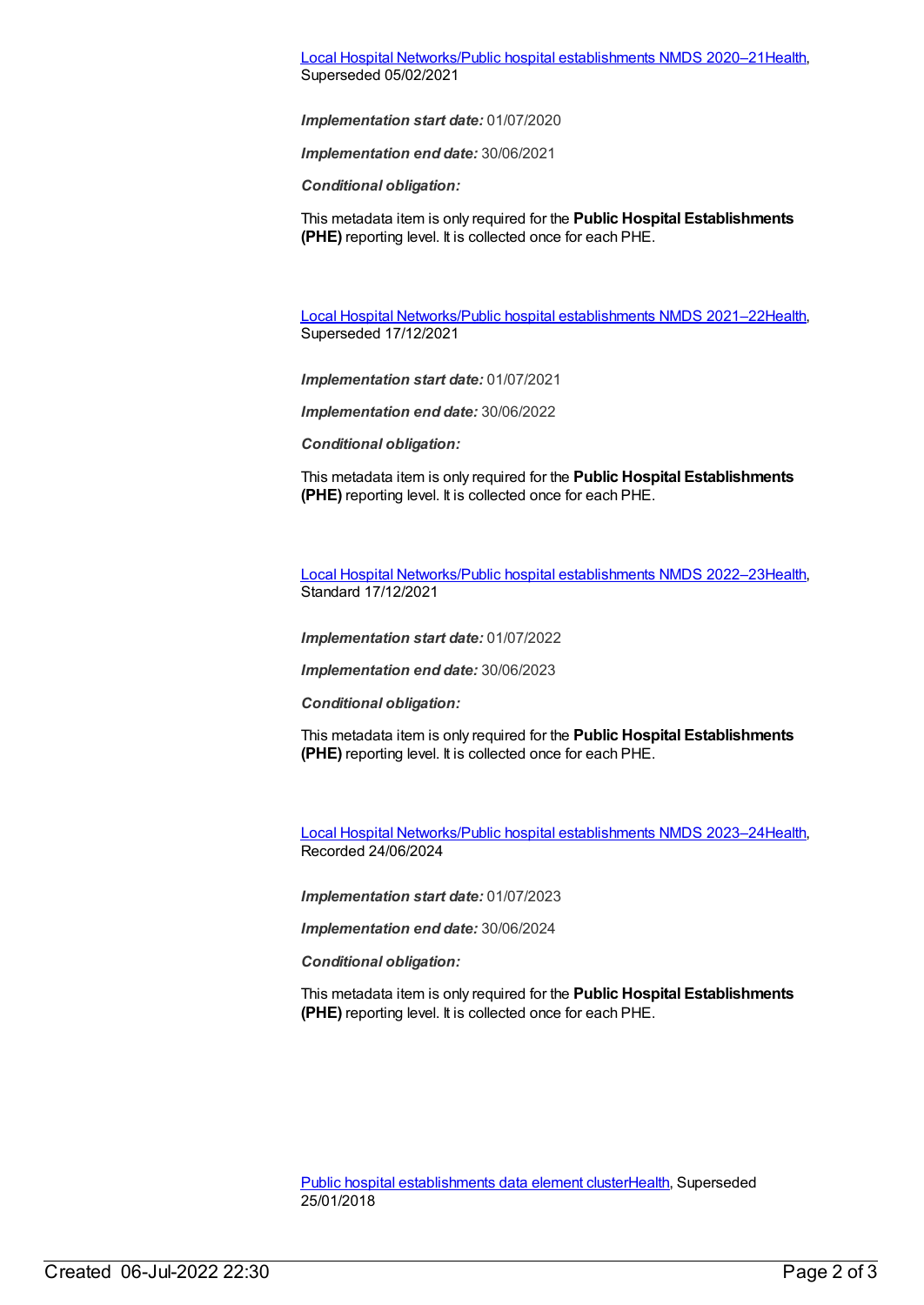Local Hospital Networks/Public hospital establishments NMDS 2020–21Health, Superseded 05/02/2021

***Implementation start date:*** 01/07/2020

***Implementation end date:*** 30/06/2021

***Conditional obligation:***

This metadata item is only required for the **Public Hospital Establishments (PHE)** reporting level. It is collected once for each PHE.

Local Hospital Networks/Public hospital establishments NMDS 2021–22Health, Superseded 17/12/2021

***Implementation start date:*** 01/07/2021

***Implementation end date:*** 30/06/2022

***Conditional obligation:***

This metadata item is only required for the **Public Hospital Establishments (PHE)** reporting level. It is collected once for each PHE.

Local Hospital Networks/Public hospital establishments NMDS 2022–23Health, Standard 17/12/2021

***Implementation start date:*** 01/07/2022

***Implementation end date:*** 30/06/2023

***Conditional obligation:***

This metadata item is only required for the **Public Hospital Establishments (PHE)** reporting level. It is collected once for each PHE.

Local Hospital Networks/Public hospital establishments NMDS 2023–24Health, Recorded 24/06/2024

***Implementation start date:*** 01/07/2023

***Implementation end date:*** 30/06/2024

***Conditional obligation:***

This metadata item is only required for the **Public Hospital Establishments (PHE)** reporting level. It is collected once for each PHE.

Public hospital establishments data element clusterHealth, Superseded 25/01/2018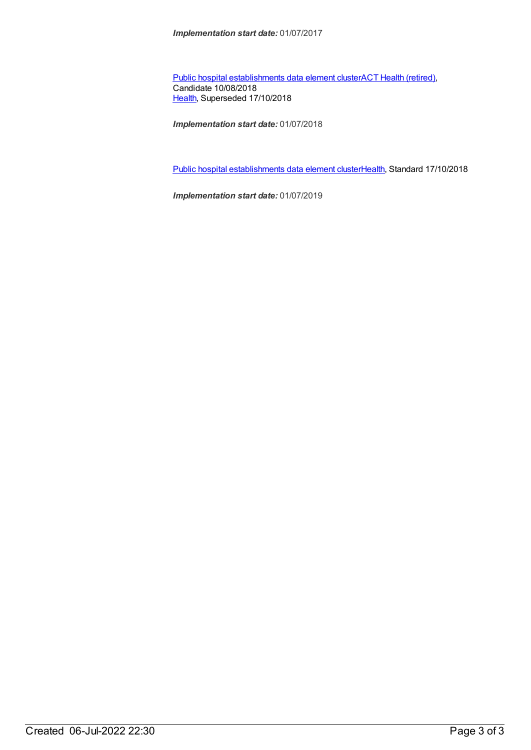***Implementation start date:*** 01/07/2017

Public hospital establishments data element clusterACT Health (retired), Candidate 10/08/2018
Health, Superseded 17/10/2018

***Implementation start date:*** 01/07/2018

Public hospital establishments data element clusterHealth, Standard 17/10/2018

***Implementation start date:*** 01/07/2019